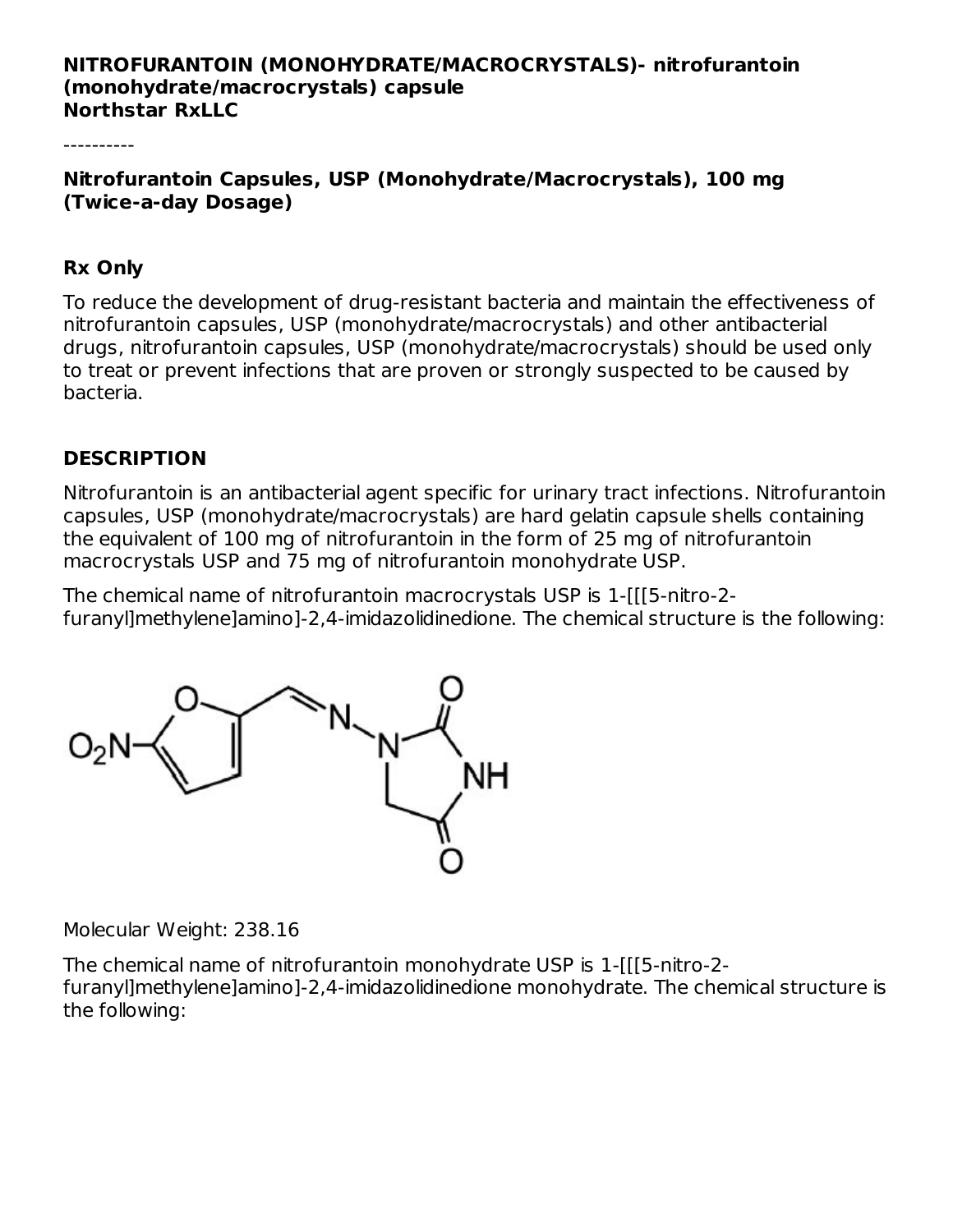**NITROFURANTOIN (MONOHYDRATE/MACROCRYSTALS)- nitrofurantoin (monohydrate/macrocrystals) capsule**
**Northstar RxLLC**

----------

**Nitrofurantoin Capsules, USP (Monohydrate/Macrocrystals), 100 mg (Twice-a-day Dosage)**

**Rx Only**

To reduce the development of drug-resistant bacteria and maintain the effectiveness of nitrofurantoin capsules, USP (monohydrate/macrocrystals) and other antibacterial drugs, nitrofurantoin capsules, USP (monohydrate/macrocrystals) should be used only to treat or prevent infections that are proven or strongly suspected to be caused by bacteria.

## DESCRIPTION

Nitrofurantoin is an antibacterial agent specific for urinary tract infections. Nitrofurantoin capsules, USP (monohydrate/macrocrystals) are hard gelatin capsule shells containing the equivalent of 100 mg of nitrofurantoin in the form of 25 mg of nitrofurantoin macrocrystals USP and 75 mg of nitrofurantoin monohydrate USP.

The chemical name of nitrofurantoin macrocrystals USP is 1-[[[5-nitro-2-furanyl]methylene]amino]-2,4-imidazolidinedione. The chemical structure is the following:

Molecular Weight: 238.16

The chemical name of nitrofurantoin monohydrate USP is 1-[[[5-nitro-2-furanyl]methylene]amino]-2,4-imidazolidinedione monohydrate. The chemical structure is the following: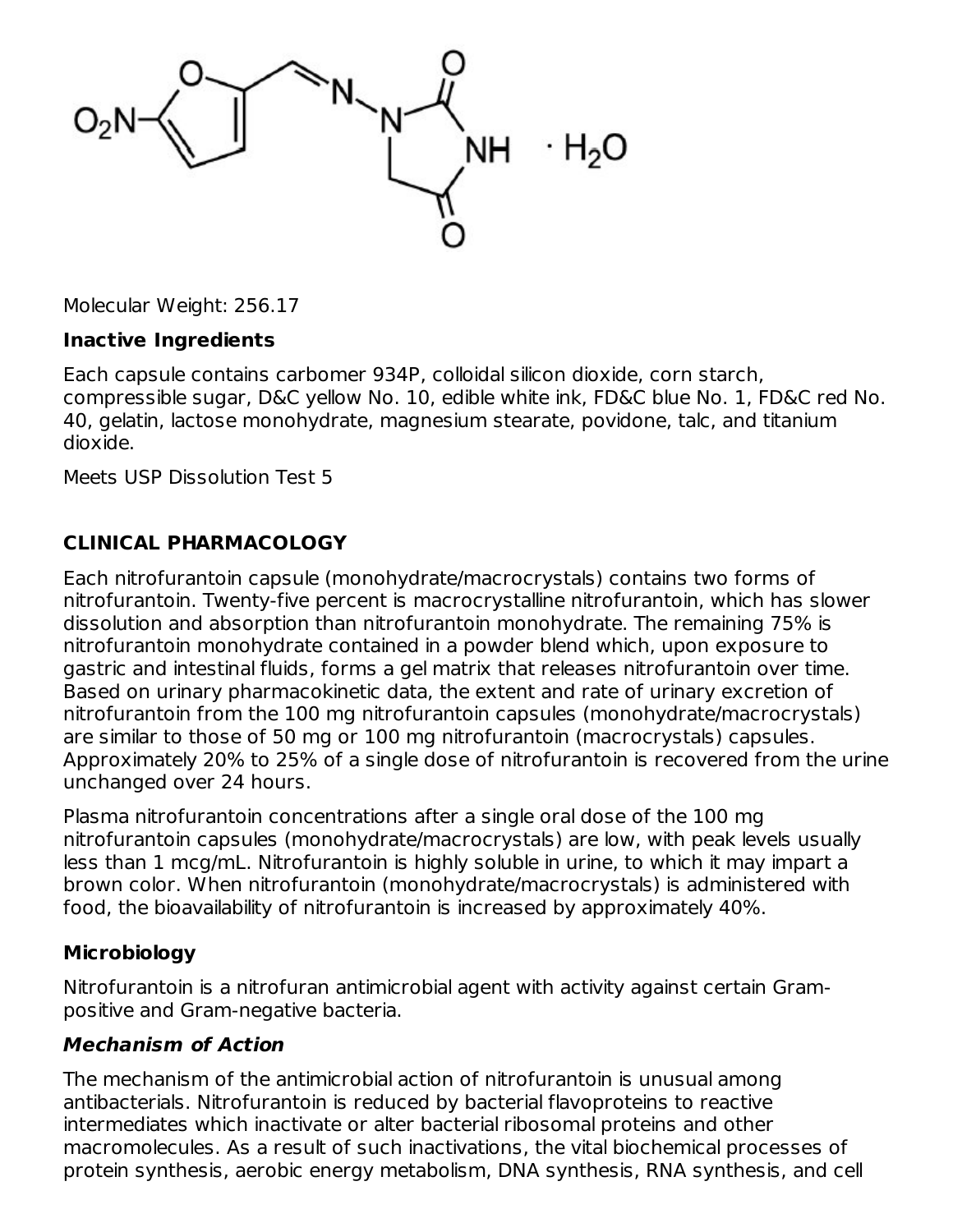Molecular Weight: 256.17

### Inactive Ingredients

Each capsule contains carbomer 934P, colloidal silicon dioxide, corn starch, compressible sugar, D&C yellow No. 10, edible white ink, FD&C blue No. 1, FD&C red No. 40, gelatin, lactose monohydrate, magnesium stearate, povidone, talc, and titanium dioxide.

Meets USP Dissolution Test 5

## CLINICAL PHARMACOLOGY

Each nitrofurantoin capsule (monohydrate/macrocrystals) contains two forms of nitrofurantoin. Twenty-five percent is macrocrystalline nitrofurantoin, which has slower dissolution and absorption than nitrofurantoin monohydrate. The remaining 75% is nitrofurantoin monohydrate contained in a powder blend which, upon exposure to gastric and intestinal fluids, forms a gel matrix that releases nitrofurantoin over time. Based on urinary pharmacokinetic data, the extent and rate of urinary excretion of nitrofurantoin from the 100 mg nitrofurantoin capsules (monohydrate/macrocrystals) are similar to those of 50 mg or 100 mg nitrofurantoin (macrocrystals) capsules. Approximately 20% to 25% of a single dose of nitrofurantoin is recovered from the urine unchanged over 24 hours.

Plasma nitrofurantoin concentrations after a single oral dose of the 100 mg nitrofurantoin capsules (monohydrate/macrocrystals) are low, with peak levels usually less than 1 mcg/mL. Nitrofurantoin is highly soluble in urine, to which it may impart a brown color. When nitrofurantoin (monohydrate/macrocrystals) is administered with food, the bioavailability of nitrofurantoin is increased by approximately 40%.

### Microbiology

Nitrofurantoin is a nitrofuran antimicrobial agent with activity against certain Gram-positive and Gram-negative bacteria.

#### *Mechanism of Action*

The mechanism of the antimicrobial action of nitrofurantoin is unusual among antibacterials. Nitrofurantoin is reduced by bacterial flavoproteins to reactive intermediates which inactivate or alter bacterial ribosomal proteins and other macromolecules. As a result of such inactivations, the vital biochemical processes of protein synthesis, aerobic energy metabolism, DNA synthesis, RNA synthesis, and cell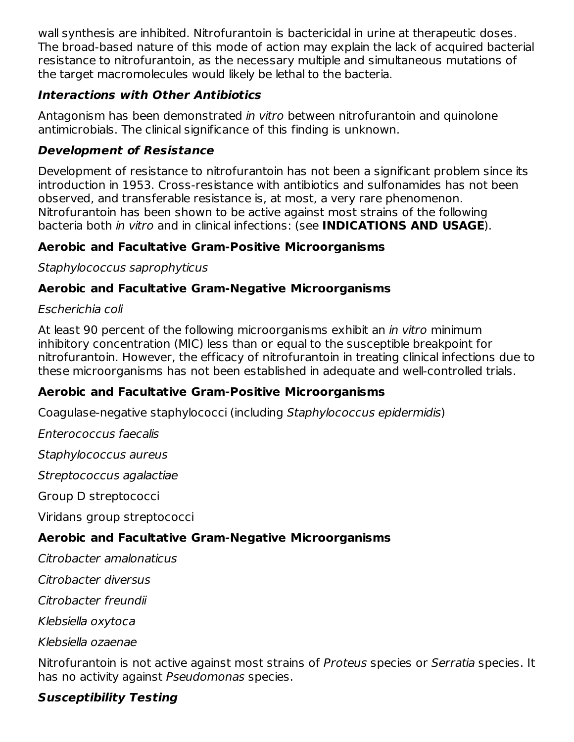wall synthesis are inhibited. Nitrofurantoin is bactericidal in urine at therapeutic doses. The broad-based nature of this mode of action may explain the lack of acquired bacterial resistance to nitrofurantoin, as the necessary multiple and simultaneous mutations of the target macromolecules would likely be lethal to the bacteria.

### *Interactions with Other Antibiotics*

Antagonism has been demonstrated *in vitro* between nitrofurantoin and quinolone antimicrobials. The clinical significance of this finding is unknown.

### *Development of Resistance*

Development of resistance to nitrofurantoin has not been a significant problem since its introduction in 1953. Cross-resistance with antibiotics and sulfonamides has not been observed, and transferable resistance is, at most, a very rare phenomenon. Nitrofurantoin has been shown to be active against most strains of the following bacteria both *in vitro* and in clinical infections: (see **INDICATIONS AND USAGE**).

#### Aerobic and Facultative Gram-Positive Microorganisms

*Staphylococcus saprophyticus*

#### Aerobic and Facultative Gram-Negative Microorganisms

*Escherichia coli*

At least 90 percent of the following microorganisms exhibit an *in vitro* minimum inhibitory concentration (MIC) less than or equal to the susceptible breakpoint for nitrofurantoin. However, the efficacy of nitrofurantoin in treating clinical infections due to these microorganisms has not been established in adequate and well-controlled trials.

#### Aerobic and Facultative Gram-Positive Microorganisms

Coagulase-negative staphylococci (including *Staphylococcus epidermidis*)

*Enterococcus faecalis*

*Staphylococcus aureus*

*Streptococcus agalactiae*

Group D streptococci

Viridans group streptococci

#### Aerobic and Facultative Gram-Negative Microorganisms

*Citrobacter amalonaticus*

*Citrobacter diversus*

*Citrobacter freundii*

*Klebsiella oxytoca*

*Klebsiella ozaenae*

Nitrofurantoin is not active against most strains of *Proteus* species or *Serratia* species. It has no activity against *Pseudomonas* species.

### *Susceptibility Testing*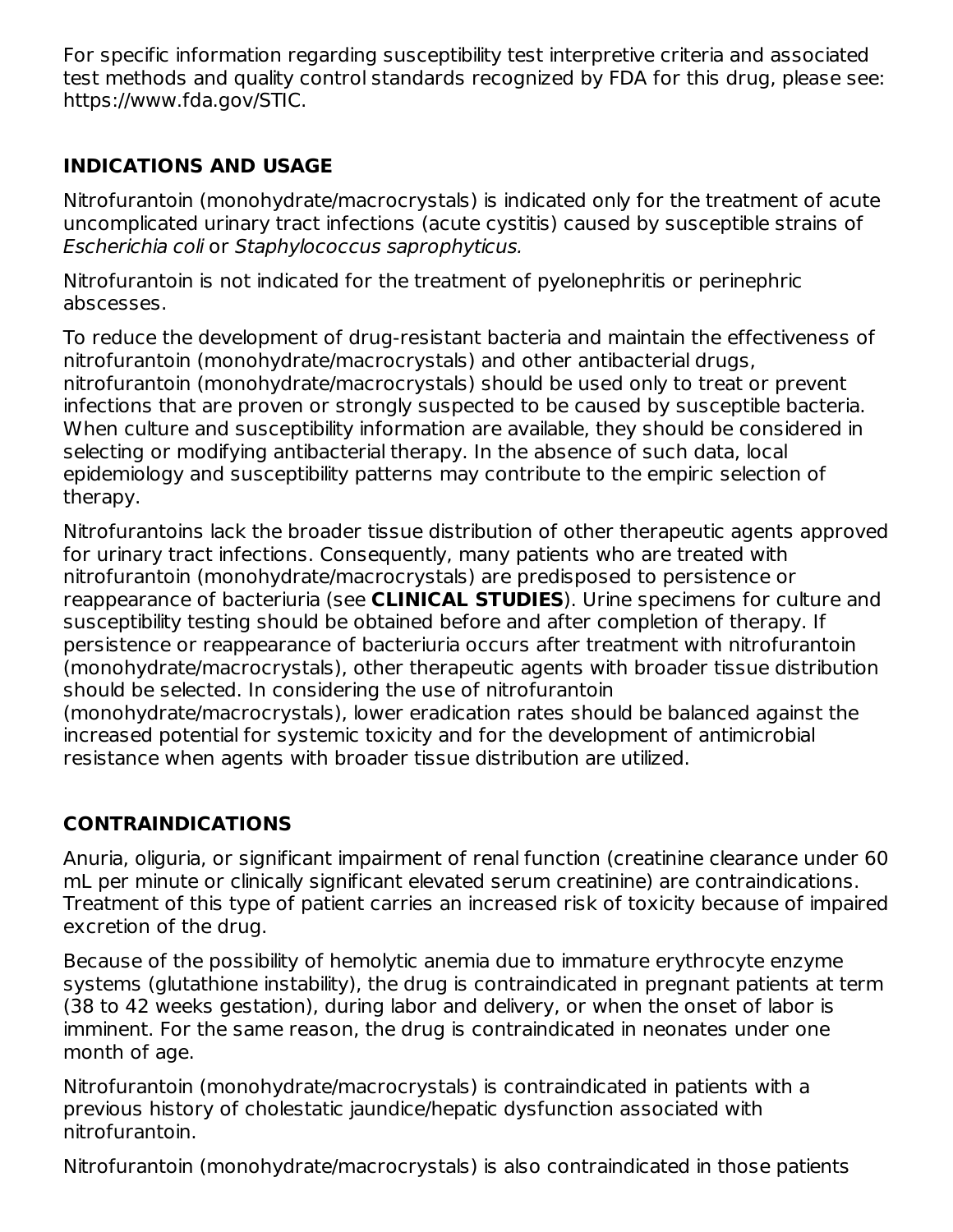For specific information regarding susceptibility test interpretive criteria and associated test methods and quality control standards recognized by FDA for this drug, please see: https://www.fda.gov/STIC.

## INDICATIONS AND USAGE

Nitrofurantoin (monohydrate/macrocrystals) is indicated only for the treatment of acute uncomplicated urinary tract infections (acute cystitis) caused by susceptible strains of *Escherichia coli* or *Staphylococcus saprophyticus.*

Nitrofurantoin is not indicated for the treatment of pyelonephritis or perinephric abscesses.

To reduce the development of drug-resistant bacteria and maintain the effectiveness of nitrofurantoin (monohydrate/macrocrystals) and other antibacterial drugs, nitrofurantoin (monohydrate/macrocrystals) should be used only to treat or prevent infections that are proven or strongly suspected to be caused by susceptible bacteria. When culture and susceptibility information are available, they should be considered in selecting or modifying antibacterial therapy. In the absence of such data, local epidemiology and susceptibility patterns may contribute to the empiric selection of therapy.

Nitrofurantoins lack the broader tissue distribution of other therapeutic agents approved for urinary tract infections. Consequently, many patients who are treated with nitrofurantoin (monohydrate/macrocrystals) are predisposed to persistence or reappearance of bacteriuria (see **CLINICAL STUDIES**). Urine specimens for culture and susceptibility testing should be obtained before and after completion of therapy. If persistence or reappearance of bacteriuria occurs after treatment with nitrofurantoin (monohydrate/macrocrystals), other therapeutic agents with broader tissue distribution should be selected. In considering the use of nitrofurantoin (monohydrate/macrocrystals), lower eradication rates should be balanced against the increased potential for systemic toxicity and for the development of antimicrobial resistance when agents with broader tissue distribution are utilized.

## CONTRAINDICATIONS

Anuria, oliguria, or significant impairment of renal function (creatinine clearance under 60 mL per minute or clinically significant elevated serum creatinine) are contraindications. Treatment of this type of patient carries an increased risk of toxicity because of impaired excretion of the drug.

Because of the possibility of hemolytic anemia due to immature erythrocyte enzyme systems (glutathione instability), the drug is contraindicated in pregnant patients at term (38 to 42 weeks gestation), during labor and delivery, or when the onset of labor is imminent. For the same reason, the drug is contraindicated in neonates under one month of age.

Nitrofurantoin (monohydrate/macrocrystals) is contraindicated in patients with a previous history of cholestatic jaundice/hepatic dysfunction associated with nitrofurantoin.

Nitrofurantoin (monohydrate/macrocrystals) is also contraindicated in those patients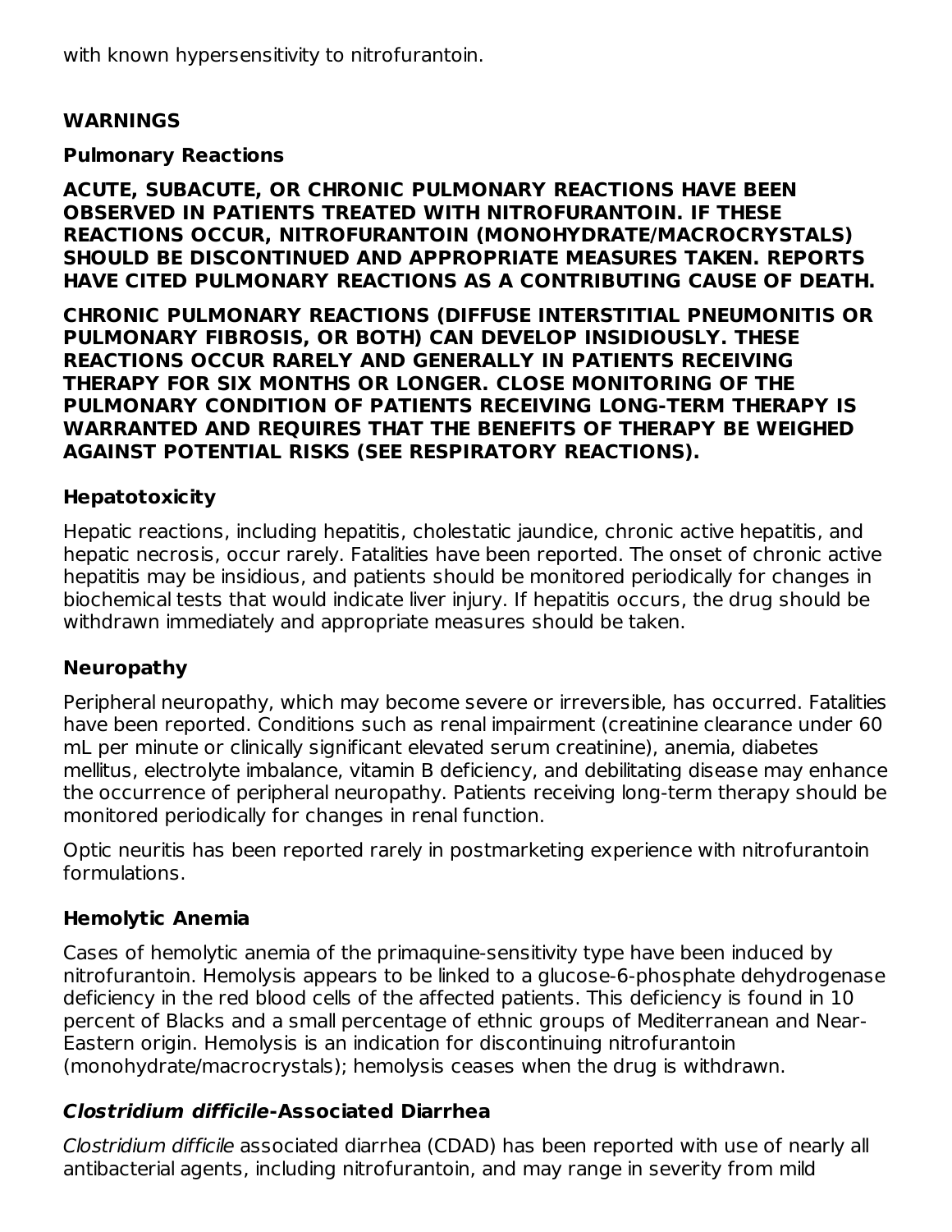with known hypersensitivity to nitrofurantoin.

## WARNINGS

### Pulmonary Reactions

**ACUTE, SUBACUTE, OR CHRONIC PULMONARY REACTIONS HAVE BEEN OBSERVED IN PATIENTS TREATED WITH NITROFURANTOIN. IF THESE REACTIONS OCCUR, NITROFURANTOIN (MONOHYDRATE/MACROCRYSTALS) SHOULD BE DISCONTINUED AND APPROPRIATE MEASURES TAKEN. REPORTS HAVE CITED PULMONARY REACTIONS AS A CONTRIBUTING CAUSE OF DEATH.**

**CHRONIC PULMONARY REACTIONS (DIFFUSE INTERSTITIAL PNEUMONITIS OR PULMONARY FIBROSIS, OR BOTH) CAN DEVELOP INSIDIOUSLY. THESE REACTIONS OCCUR RARELY AND GENERALLY IN PATIENTS RECEIVING THERAPY FOR SIX MONTHS OR LONGER. CLOSE MONITORING OF THE PULMONARY CONDITION OF PATIENTS RECEIVING LONG-TERM THERAPY IS WARRANTED AND REQUIRES THAT THE BENEFITS OF THERAPY BE WEIGHED AGAINST POTENTIAL RISKS (SEE RESPIRATORY REACTIONS).**

### Hepatotoxicity

Hepatic reactions, including hepatitis, cholestatic jaundice, chronic active hepatitis, and hepatic necrosis, occur rarely. Fatalities have been reported. The onset of chronic active hepatitis may be insidious, and patients should be monitored periodically for changes in biochemical tests that would indicate liver injury. If hepatitis occurs, the drug should be withdrawn immediately and appropriate measures should be taken.

### Neuropathy

Peripheral neuropathy, which may become severe or irreversible, has occurred. Fatalities have been reported. Conditions such as renal impairment (creatinine clearance under 60 mL per minute or clinically significant elevated serum creatinine), anemia, diabetes mellitus, electrolyte imbalance, vitamin B deficiency, and debilitating disease may enhance the occurrence of peripheral neuropathy. Patients receiving long-term therapy should be monitored periodically for changes in renal function.

Optic neuritis has been reported rarely in postmarketing experience with nitrofurantoin formulations.

### Hemolytic Anemia

Cases of hemolytic anemia of the primaquine-sensitivity type have been induced by nitrofurantoin. Hemolysis appears to be linked to a glucose-6-phosphate dehydrogenase deficiency in the red blood cells of the affected patients. This deficiency is found in 10 percent of Blacks and a small percentage of ethnic groups of Mediterranean and Near-Eastern origin. Hemolysis is an indication for discontinuing nitrofurantoin (monohydrate/macrocrystals); hemolysis ceases when the drug is withdrawn.

### *Clostridium difficile*-Associated Diarrhea

*Clostridium difficile* associated diarrhea (CDAD) has been reported with use of nearly all antibacterial agents, including nitrofurantoin, and may range in severity from mild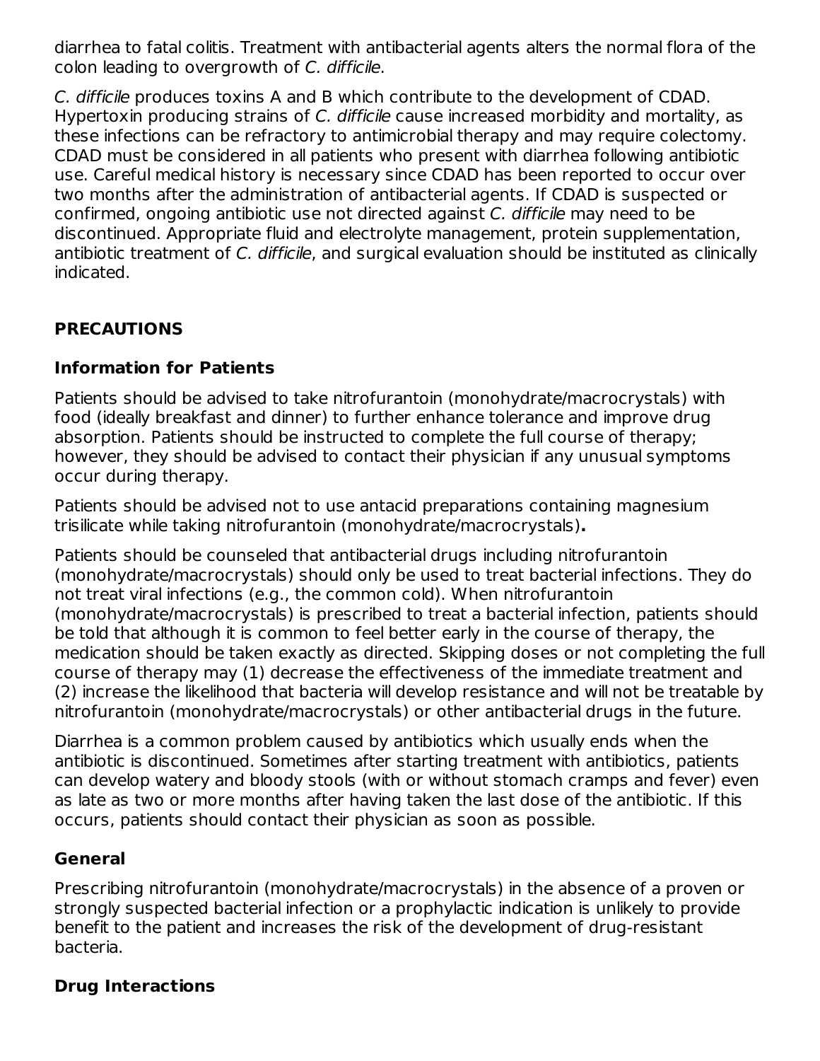diarrhea to fatal colitis. Treatment with antibacterial agents alters the normal flora of the colon leading to overgrowth of *C. difficile*.

*C. difficile* produces toxins A and B which contribute to the development of CDAD. Hypertoxin producing strains of *C. difficile* cause increased morbidity and mortality, as these infections can be refractory to antimicrobial therapy and may require colectomy. CDAD must be considered in all patients who present with diarrhea following antibiotic use. Careful medical history is necessary since CDAD has been reported to occur over two months after the administration of antibacterial agents. If CDAD is suspected or confirmed, ongoing antibiotic use not directed against *C. difficile* may need to be discontinued. Appropriate fluid and electrolyte management, protein supplementation, antibiotic treatment of *C. difficile*, and surgical evaluation should be instituted as clinically indicated.

## PRECAUTIONS

### Information for Patients

Patients should be advised to take nitrofurantoin (monohydrate/macrocrystals) with food (ideally breakfast and dinner) to further enhance tolerance and improve drug absorption. Patients should be instructed to complete the full course of therapy; however, they should be advised to contact their physician if any unusual symptoms occur during therapy.

Patients should be advised not to use antacid preparations containing magnesium trisilicate while taking nitrofurantoin (monohydrate/macrocrystals)**.**

Patients should be counseled that antibacterial drugs including nitrofurantoin (monohydrate/macrocrystals) should only be used to treat bacterial infections. They do not treat viral infections (e.g., the common cold). When nitrofurantoin (monohydrate/macrocrystals) is prescribed to treat a bacterial infection, patients should be told that although it is common to feel better early in the course of therapy, the medication should be taken exactly as directed. Skipping doses or not completing the full course of therapy may (1) decrease the effectiveness of the immediate treatment and (2) increase the likelihood that bacteria will develop resistance and will not be treatable by nitrofurantoin (monohydrate/macrocrystals) or other antibacterial drugs in the future.

Diarrhea is a common problem caused by antibiotics which usually ends when the antibiotic is discontinued. Sometimes after starting treatment with antibiotics, patients can develop watery and bloody stools (with or without stomach cramps and fever) even as late as two or more months after having taken the last dose of the antibiotic. If this occurs, patients should contact their physician as soon as possible.

### General

Prescribing nitrofurantoin (monohydrate/macrocrystals) in the absence of a proven or strongly suspected bacterial infection or a prophylactic indication is unlikely to provide benefit to the patient and increases the risk of the development of drug-resistant bacteria.

### Drug Interactions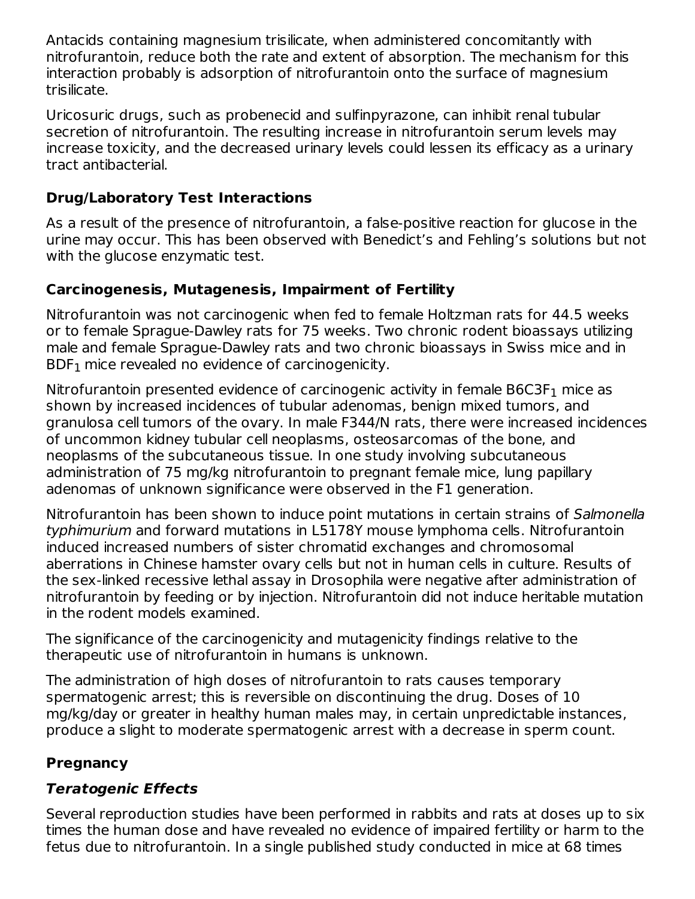Antacids containing magnesium trisilicate, when administered concomitantly with nitrofurantoin, reduce both the rate and extent of absorption. The mechanism for this interaction probably is adsorption of nitrofurantoin onto the surface of magnesium trisilicate.

Uricosuric drugs, such as probenecid and sulfinpyrazone, can inhibit renal tubular secretion of nitrofurantoin. The resulting increase in nitrofurantoin serum levels may increase toxicity, and the decreased urinary levels could lessen its efficacy as a urinary tract antibacterial.

## Drug/Laboratory Test Interactions

As a result of the presence of nitrofurantoin, a false-positive reaction for glucose in the urine may occur. This has been observed with Benedict's and Fehling's solutions but not with the glucose enzymatic test.

## Carcinogenesis, Mutagenesis, Impairment of Fertility

Nitrofurantoin was not carcinogenic when fed to female Holtzman rats for 44.5 weeks or to female Sprague-Dawley rats for 75 weeks. Two chronic rodent bioassays utilizing male and female Sprague-Dawley rats and two chronic bioassays in Swiss mice and in $BDF_1$ mice revealed no evidence of carcinogenicity.

Nitrofurantoin presented evidence of carcinogenic activity in female $B6C3F_1$ mice as shown by increased incidences of tubular adenomas, benign mixed tumors, and granulosa cell tumors of the ovary. In male F344/N rats, there were increased incidences of uncommon kidney tubular cell neoplasms, osteosarcomas of the bone, and neoplasms of the subcutaneous tissue. In one study involving subcutaneous administration of 75 mg/kg nitrofurantoin to pregnant female mice, lung papillary adenomas of unknown significance were observed in the F1 generation.

Nitrofurantoin has been shown to induce point mutations in certain strains of *Salmonella typhimurium* and forward mutations in L5178Y mouse lymphoma cells. Nitrofurantoin induced increased numbers of sister chromatid exchanges and chromosomal aberrations in Chinese hamster ovary cells but not in human cells in culture. Results of the sex-linked recessive lethal assay in Drosophila were negative after administration of nitrofurantoin by feeding or by injection. Nitrofurantoin did not induce heritable mutation in the rodent models examined.

The significance of the carcinogenicity and mutagenicity findings relative to the therapeutic use of nitrofurantoin in humans is unknown.

The administration of high doses of nitrofurantoin to rats causes temporary spermatogenic arrest; this is reversible on discontinuing the drug. Doses of 10 mg/kg/day or greater in healthy human males may, in certain unpredictable instances, produce a slight to moderate spermatogenic arrest with a decrease in sperm count.

## Pregnancy

### *Teratogenic Effects*

Several reproduction studies have been performed in rabbits and rats at doses up to six times the human dose and have revealed no evidence of impaired fertility or harm to the fetus due to nitrofurantoin. In a single published study conducted in mice at 68 times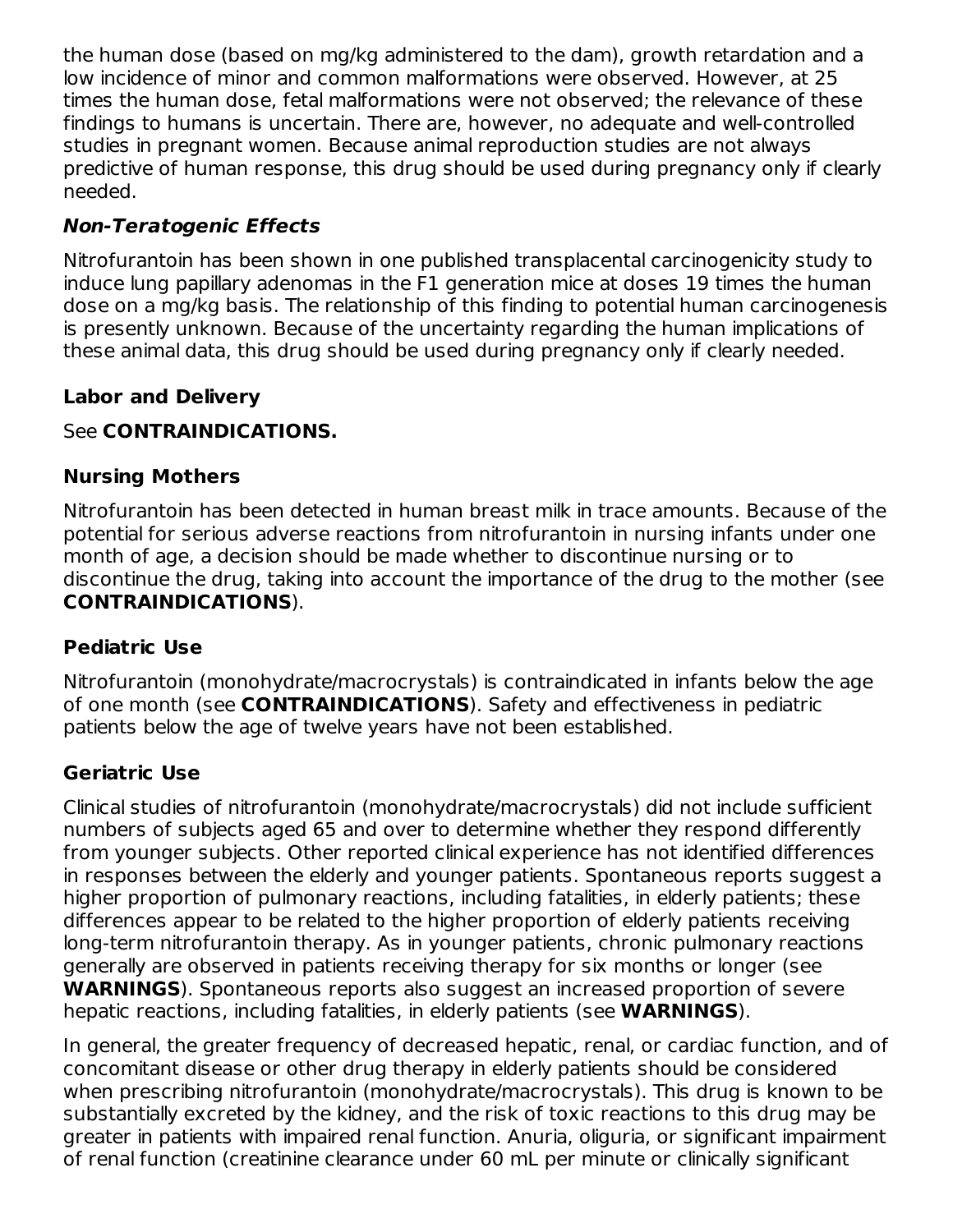the human dose (based on mg/kg administered to the dam), growth retardation and a low incidence of minor and common malformations were observed. However, at 25 times the human dose, fetal malformations were not observed; the relevance of these findings to humans is uncertain. There are, however, no adequate and well-controlled studies in pregnant women. Because animal reproduction studies are not always predictive of human response, this drug should be used during pregnancy only if clearly needed.

***Non-Teratogenic Effects***

Nitrofurantoin has been shown in one published transplacental carcinogenicity study to induce lung papillary adenomas in the F1 generation mice at doses 19 times the human dose on a mg/kg basis. The relationship of this finding to potential human carcinogenesis is presently unknown. Because of the uncertainty regarding the human implications of these animal data, this drug should be used during pregnancy only if clearly needed.

### Labor and Delivery

See **CONTRAINDICATIONS.**

### Nursing Mothers

Nitrofurantoin has been detected in human breast milk in trace amounts. Because of the potential for serious adverse reactions from nitrofurantoin in nursing infants under one month of age, a decision should be made whether to discontinue nursing or to discontinue the drug, taking into account the importance of the drug to the mother (see **CONTRAINDICATIONS**).

### Pediatric Use

Nitrofurantoin (monohydrate/macrocrystals) is contraindicated in infants below the age of one month (see **CONTRAINDICATIONS**). Safety and effectiveness in pediatric patients below the age of twelve years have not been established.

### Geriatric Use

Clinical studies of nitrofurantoin (monohydrate/macrocrystals) did not include sufficient numbers of subjects aged 65 and over to determine whether they respond differently from younger subjects. Other reported clinical experience has not identified differences in responses between the elderly and younger patients. Spontaneous reports suggest a higher proportion of pulmonary reactions, including fatalities, in elderly patients; these differences appear to be related to the higher proportion of elderly patients receiving long-term nitrofurantoin therapy. As in younger patients, chronic pulmonary reactions generally are observed in patients receiving therapy for six months or longer (see **WARNINGS**). Spontaneous reports also suggest an increased proportion of severe hepatic reactions, including fatalities, in elderly patients (see **WARNINGS**).

In general, the greater frequency of decreased hepatic, renal, or cardiac function, and of concomitant disease or other drug therapy in elderly patients should be considered when prescribing nitrofurantoin (monohydrate/macrocrystals). This drug is known to be substantially excreted by the kidney, and the risk of toxic reactions to this drug may be greater in patients with impaired renal function. Anuria, oliguria, or significant impairment of renal function (creatinine clearance under 60 mL per minute or clinically significant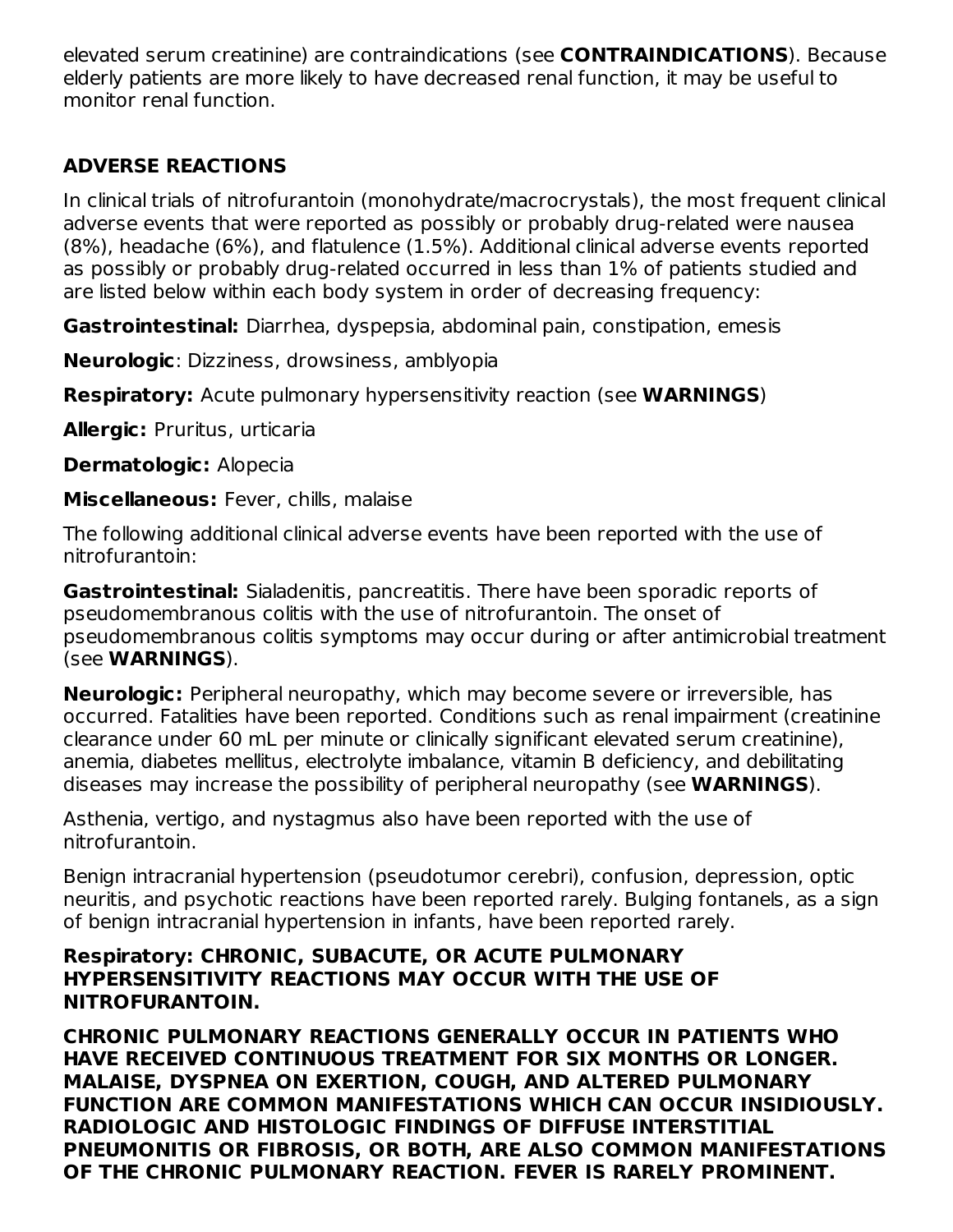elevated serum creatinine) are contraindications (see **CONTRAINDICATIONS**). Because elderly patients are more likely to have decreased renal function, it may be useful to monitor renal function.

## ADVERSE REACTIONS

In clinical trials of nitrofurantoin (monohydrate/macrocrystals), the most frequent clinical adverse events that were reported as possibly or probably drug-related were nausea (8%), headache (6%), and flatulence (1.5%). Additional clinical adverse events reported as possibly or probably drug-related occurred in less than 1% of patients studied and are listed below within each body system in order of decreasing frequency:

**Gastrointestinal:** Diarrhea, dyspepsia, abdominal pain, constipation, emesis

**Neurologic**: Dizziness, drowsiness, amblyopia

**Respiratory:** Acute pulmonary hypersensitivity reaction (see **WARNINGS**)

**Allergic:** Pruritus, urticaria

**Dermatologic:** Alopecia

**Miscellaneous:** Fever, chills, malaise

The following additional clinical adverse events have been reported with the use of nitrofurantoin:

**Gastrointestinal:** Sialadenitis, pancreatitis. There have been sporadic reports of pseudomembranous colitis with the use of nitrofurantoin. The onset of pseudomembranous colitis symptoms may occur during or after antimicrobial treatment (see **WARNINGS**).

**Neurologic:** Peripheral neuropathy, which may become severe or irreversible, has occurred. Fatalities have been reported. Conditions such as renal impairment (creatinine clearance under 60 mL per minute or clinically significant elevated serum creatinine), anemia, diabetes mellitus, electrolyte imbalance, vitamin B deficiency, and debilitating diseases may increase the possibility of peripheral neuropathy (see **WARNINGS**).

Asthenia, vertigo, and nystagmus also have been reported with the use of nitrofurantoin.

Benign intracranial hypertension (pseudotumor cerebri), confusion, depression, optic neuritis, and psychotic reactions have been reported rarely. Bulging fontanels, as a sign of benign intracranial hypertension in infants, have been reported rarely.

**Respiratory: CHRONIC, SUBACUTE, OR ACUTE PULMONARY HYPERSENSITIVITY REACTIONS MAY OCCUR WITH THE USE OF NITROFURANTOIN.**

**CHRONIC PULMONARY REACTIONS GENERALLY OCCUR IN PATIENTS WHO HAVE RECEIVED CONTINUOUS TREATMENT FOR SIX MONTHS OR LONGER. MALAISE, DYSPNEA ON EXERTION, COUGH, AND ALTERED PULMONARY FUNCTION ARE COMMON MANIFESTATIONS WHICH CAN OCCUR INSIDIOUSLY. RADIOLOGIC AND HISTOLOGIC FINDINGS OF DIFFUSE INTERSTITIAL PNEUMONITIS OR FIBROSIS, OR BOTH, ARE ALSO COMMON MANIFESTATIONS OF THE CHRONIC PULMONARY REACTION. FEVER IS RARELY PROMINENT.**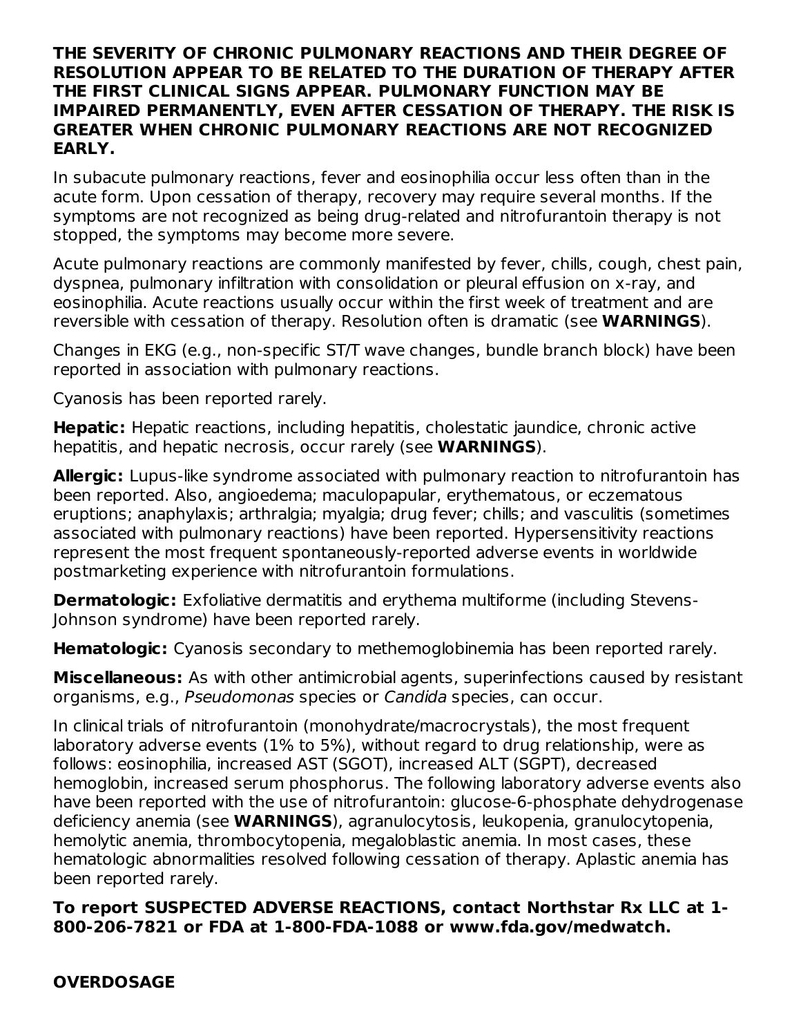**THE SEVERITY OF CHRONIC PULMONARY REACTIONS AND THEIR DEGREE OF RESOLUTION APPEAR TO BE RELATED TO THE DURATION OF THERAPY AFTER THE FIRST CLINICAL SIGNS APPEAR. PULMONARY FUNCTION MAY BE IMPAIRED PERMANENTLY, EVEN AFTER CESSATION OF THERAPY. THE RISK IS GREATER WHEN CHRONIC PULMONARY REACTIONS ARE NOT RECOGNIZED EARLY.**

In subacute pulmonary reactions, fever and eosinophilia occur less often than in the acute form. Upon cessation of therapy, recovery may require several months. If the symptoms are not recognized as being drug-related and nitrofurantoin therapy is not stopped, the symptoms may become more severe.

Acute pulmonary reactions are commonly manifested by fever, chills, cough, chest pain, dyspnea, pulmonary infiltration with consolidation or pleural effusion on x-ray, and eosinophilia. Acute reactions usually occur within the first week of treatment and are reversible with cessation of therapy. Resolution often is dramatic (see **WARNINGS**).

Changes in EKG (e.g., non-specific ST/T wave changes, bundle branch block) have been reported in association with pulmonary reactions.

Cyanosis has been reported rarely.

**Hepatic:** Hepatic reactions, including hepatitis, cholestatic jaundice, chronic active hepatitis, and hepatic necrosis, occur rarely (see **WARNINGS**).

**Allergic:** Lupus-like syndrome associated with pulmonary reaction to nitrofurantoin has been reported. Also, angioedema; maculopapular, erythematous, or eczematous eruptions; anaphylaxis; arthralgia; myalgia; drug fever; chills; and vasculitis (sometimes associated with pulmonary reactions) have been reported. Hypersensitivity reactions represent the most frequent spontaneously-reported adverse events in worldwide postmarketing experience with nitrofurantoin formulations.

**Dermatologic:** Exfoliative dermatitis and erythema multiforme (including Stevens-Johnson syndrome) have been reported rarely.

**Hematologic:** Cyanosis secondary to methemoglobinemia has been reported rarely.

**Miscellaneous:** As with other antimicrobial agents, superinfections caused by resistant organisms, e.g., *Pseudomonas* species or *Candida* species, can occur.

In clinical trials of nitrofurantoin (monohydrate/macrocrystals), the most frequent laboratory adverse events (1% to 5%), without regard to drug relationship, were as follows: eosinophilia, increased AST (SGOT), increased ALT (SGPT), decreased hemoglobin, increased serum phosphorus. The following laboratory adverse events also have been reported with the use of nitrofurantoin: glucose-6-phosphate dehydrogenase deficiency anemia (see **WARNINGS**), agranulocytosis, leukopenia, granulocytopenia, hemolytic anemia, thrombocytopenia, megaloblastic anemia. In most cases, these hematologic abnormalities resolved following cessation of therapy. Aplastic anemia has been reported rarely.

**To report SUSPECTED ADVERSE REACTIONS, contact Northstar Rx LLC at 1-800-206-7821 or FDA at 1-800-FDA-1088 or www.fda.gov/medwatch.**

## OVERDOSAGE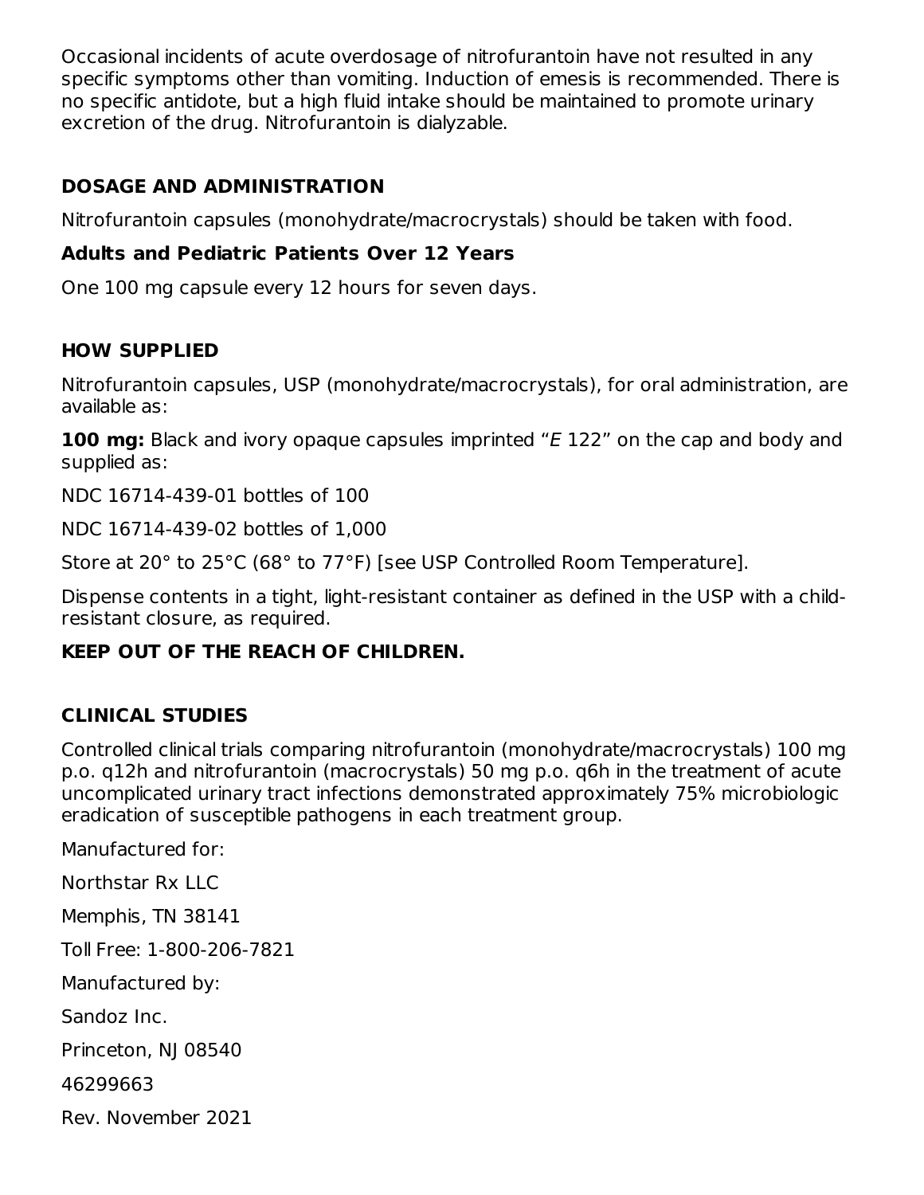Occasional incidents of acute overdosage of nitrofurantoin have not resulted in any specific symptoms other than vomiting. Induction of emesis is recommended. There is no specific antidote, but a high fluid intake should be maintained to promote urinary excretion of the drug. Nitrofurantoin is dialyzable.

## DOSAGE AND ADMINISTRATION

Nitrofurantoin capsules (monohydrate/macrocrystals) should be taken with food.

### Adults and Pediatric Patients Over 12 Years

One 100 mg capsule every 12 hours for seven days.

## HOW SUPPLIED

Nitrofurantoin capsules, USP (monohydrate/macrocrystals), for oral administration, are available as:

**100 mg:** Black and ivory opaque capsules imprinted "*E* 122" on the cap and body and supplied as:

NDC 16714-439-01 bottles of 100

NDC 16714-439-02 bottles of 1,000

Store at 20° to 25°C (68° to 77°F) [see USP Controlled Room Temperature].

Dispense contents in a tight, light-resistant container as defined in the USP with a child-resistant closure, as required.

**KEEP OUT OF THE REACH OF CHILDREN.**

## CLINICAL STUDIES

Controlled clinical trials comparing nitrofurantoin (monohydrate/macrocrystals) 100 mg p.o. q12h and nitrofurantoin (macrocrystals) 50 mg p.o. q6h in the treatment of acute uncomplicated urinary tract infections demonstrated approximately 75% microbiologic eradication of susceptible pathogens in each treatment group.

Manufactured for:

Northstar Rx LLC

Memphis, TN 38141

Toll Free: 1-800-206-7821

Manufactured by:

Sandoz Inc.

Princeton, NJ 08540

46299663

Rev. November 2021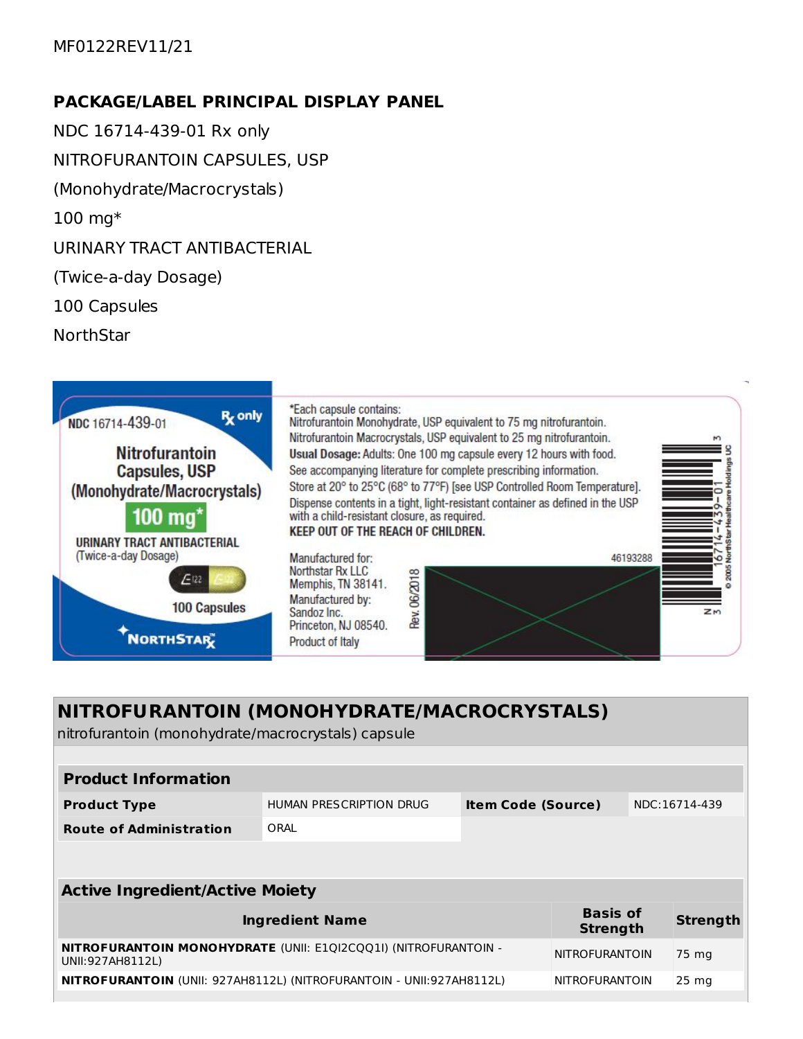MF0122REV11/21

## PACKAGE/LABEL PRINCIPAL DISPLAY PANEL

NDC 16714-439-01 Rx only

NITROFURANTOIN CAPSULES, USP

(Monohydrate/Macrocrystals)

100 mg*

URINARY TRACT ANTIBACTERIAL

(Twice-a-day Dosage)

100 Capsules

NorthStar

NDC 16714-439-01 Rx only

Nitrofurantoin Capsules, USP (Monohydrate/Macrocrystals)

100 mg*

URINARY TRACT ANTIBACTERIAL (Twice-a-day Dosage)

100 Capsules

NORTHSTAR Rx

*Each capsule contains:
Nitrofurantoin Monohydrate, USP equivalent to 75 mg nitrofurantoin.
Nitrofurantoin Macrocrystals, USP equivalent to 25 mg nitrofurantoin.
**Usual Dosage:** Adults: One 100 mg capsule every 12 hours with food.
See accompanying literature for complete prescribing information.
Store at 20° to 25°C (68° to 77°F) [see USP Controlled Room Temperature].
Dispense contents in a tight, light-resistant container as defined in the USP with a child-resistant closure, as required.
**KEEP OUT OF THE REACH OF CHILDREN.**

Manufactured for:
Northstar Rx LLC
Memphis, TN 38141.
Manufactured by:
Sandoz Inc.
Princeton, NJ 08540.
Product of Italy

Rev. 06/2018

46193288

16714-439-01

© 2005 NorthStar Healthcare Holdings UC

## NITROFURANTOIN (MONOHYDRATE/MACROCRYSTALS)

nitrofurantoin (monohydrate/macrocrystals) capsule

| **Product Information** | | | |
|---|---|---|---|
| **Product Type** | HUMAN PRESCRIPTION DRUG | **Item Code (Source)** | NDC:16714-439 |
| **Route of Administration** | ORAL | | |

| **Active Ingredient/Active Moiety** | | |
|---|---|---|
| **Ingredient Name** | **Basis of Strength** | **Strength** |
| **NITROFURANTOIN MONOHYDRATE** (UNII: E1QI2CQQ1I) (NITROFURANTOIN - UNII:927AH8112L) | NITROFURANTOIN | 75 mg |
| **NITROFURANTOIN** (UNII: 927AH8112L) (NITROFURANTOIN - UNII:927AH8112L) | NITROFURANTOIN | 25 mg |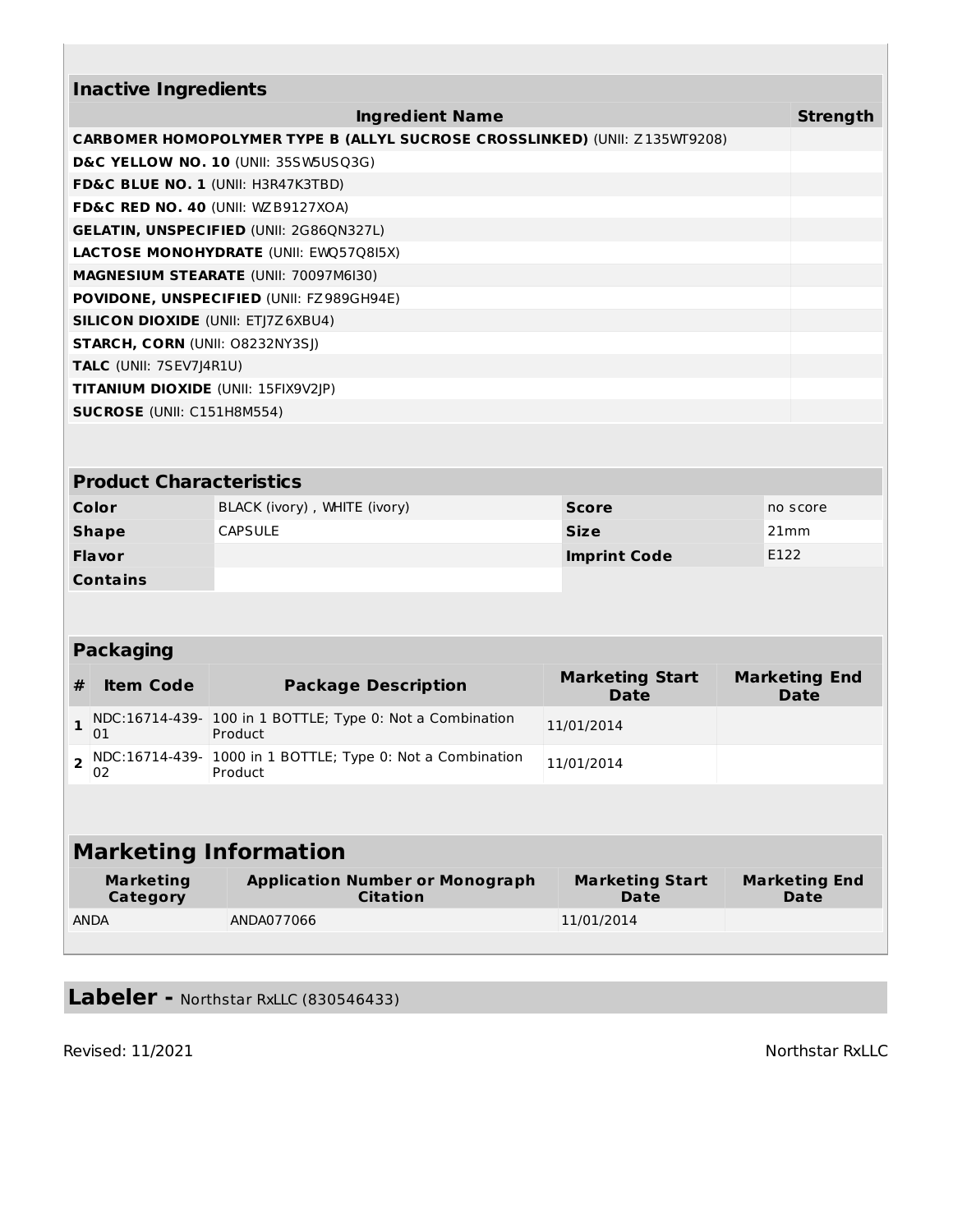| Inactive Ingredients | |
|---|---|
| **Ingredient Name** | **Strength** |
| **CARBOMER HOMOPOLYMER TYPE B (ALLYL SUCROSE CROSSLINKED)** (UNII: Z135WT9208) | |
| **D&C YELLOW NO. 10** (UNII: 35SW5USQ3G) | |
| **FD&C BLUE NO. 1** (UNII: H3R47K3TBD) | |
| **FD&C RED NO. 40** (UNII: WZB9127XOA) | |
| **GELATIN, UNSPECIFIED** (UNII: 2G86QN327L) | |
| **LACTOSE MONOHYDRATE** (UNII: EWQ57Q8I5X) | |
| **MAGNESIUM STEARATE** (UNII: 70097M6I30) | |
| **POVIDONE, UNSPECIFIED** (UNII: FZ989GH94E) | |
| **SILICON DIOXIDE** (UNII: ETJ7Z6XBU4) | |
| **STARCH, CORN** (UNII: O8232NY3SJ) | |
| **TALC** (UNII: 7SEV7J4R1U) | |
| **TITANIUM DIOXIDE** (UNII: 15FIX9V2JP) | |
| **SUCROSE** (UNII: C151H8M554) | |

| Product Characteristics | | | |
|---|---|---|---|
| **Color** | BLACK (ivory) , WHITE (ivory) | **Score** | no score |
| **Shape** | CAPSULE | **Size** | 21mm |
| **Flavor** | | **Imprint Code** | E122 |
| **Contains** | | | |

| Packaging | | | | |
|---|---|---|---|---|
| **#** | **Item Code** | **Package Description** | **Marketing Start Date** | **Marketing End Date** |
| **1** | NDC:16714-439-01 | 100 in 1 BOTTLE; Type 0: Not a Combination Product | 11/01/2014 | |
| **2** | NDC:16714-439-02 | 1000 in 1 BOTTLE; Type 0: Not a Combination Product | 11/01/2014 | |

| Marketing Information | | | |
|---|---|---|---|
| **Marketing Category** | **Application Number or Monograph Citation** | **Marketing Start Date** | **Marketing End Date** |
| ANDA | ANDA077066 | 11/01/2014 | |

## Labeler - Northstar RxLLC (830546433)

Revised: 11/2021

Northstar RxLLC